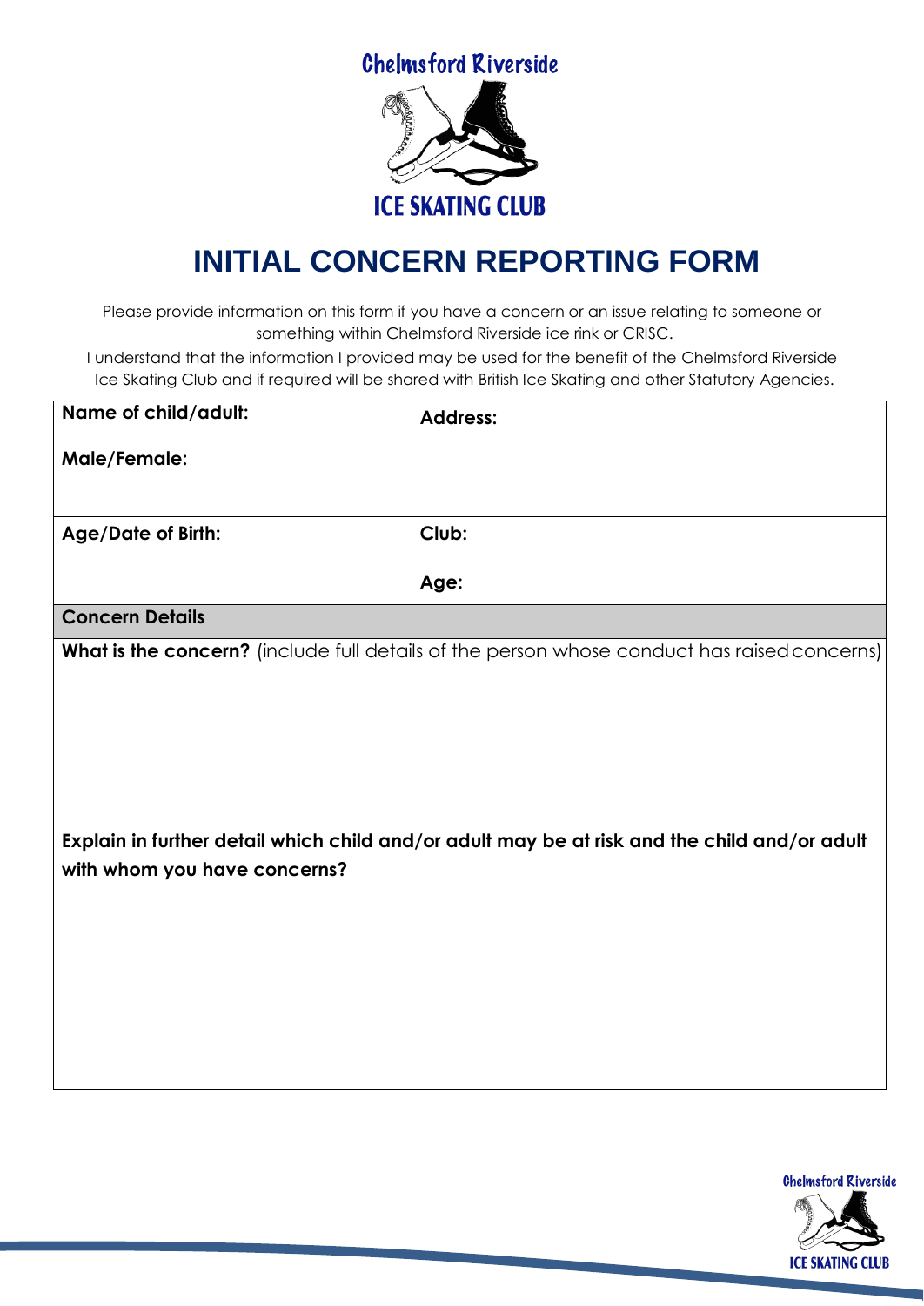Chelmsford Riverside

ICE SKATING CLUB

# INITIAL CONCERN REPORTING FORM

Please provide information on this form if you have a concern or an issue relating to someone or something within Chelmsford Riverside ice rink or CRISC.

I understand that the information I provided may be used for the benefit of the Chelmsford Riverside Ice Skating Club and if required will be shared with British Ice Skating and other Statutory Agencies.

| **Name of child/adult:**<br><br>**Male/Female:** | **Address:** |
| --- | --- |
| **Age/Date of Birth:** | **Club:**<br><br>**Age:** |
| **Concern Details** | |
| **What is the concern?** (include full details of the person whose conduct has raised concerns) | |
| **Explain in further detail which child and/or adult may be at risk and the child and/or adult with whom you have concerns?** | |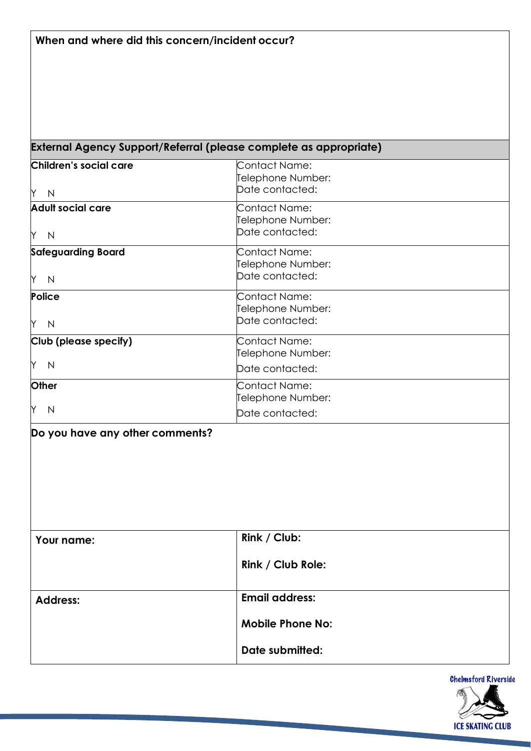**When and where did this concern/incident occur?**

| **External Agency Support/Referral (please complete as appropriate)** | |
|---|---|
| **Children's social care**<br><br>Y N | Contact Name:<br>Telephone Number:<br>Date contacted: |
| **Adult social care**<br><br>Y N | Contact Name:<br>Telephone Number:<br>Date contacted: |
| **Safeguarding Board**<br><br>Y N | Contact Name:<br>Telephone Number:<br>Date contacted: |
| **Police**<br><br>Y N | Contact Name:<br>Telephone Number:<br>Date contacted: |
| **Club (please specify)**<br><br>Y N | Contact Name:<br>Telephone Number:<br>Date contacted: |
| **Other**<br><br>Y N | Contact Name:<br>Telephone Number:<br>Date contacted: |

**Do you have any other comments?**

| | |
|---|---|
| **Your name:** | **Rink / Club:**<br><br>**Rink / Club Role:** |
| **Address:** | **Email address:**<br><br>**Mobile Phone No:**<br><br>**Date submitted:** |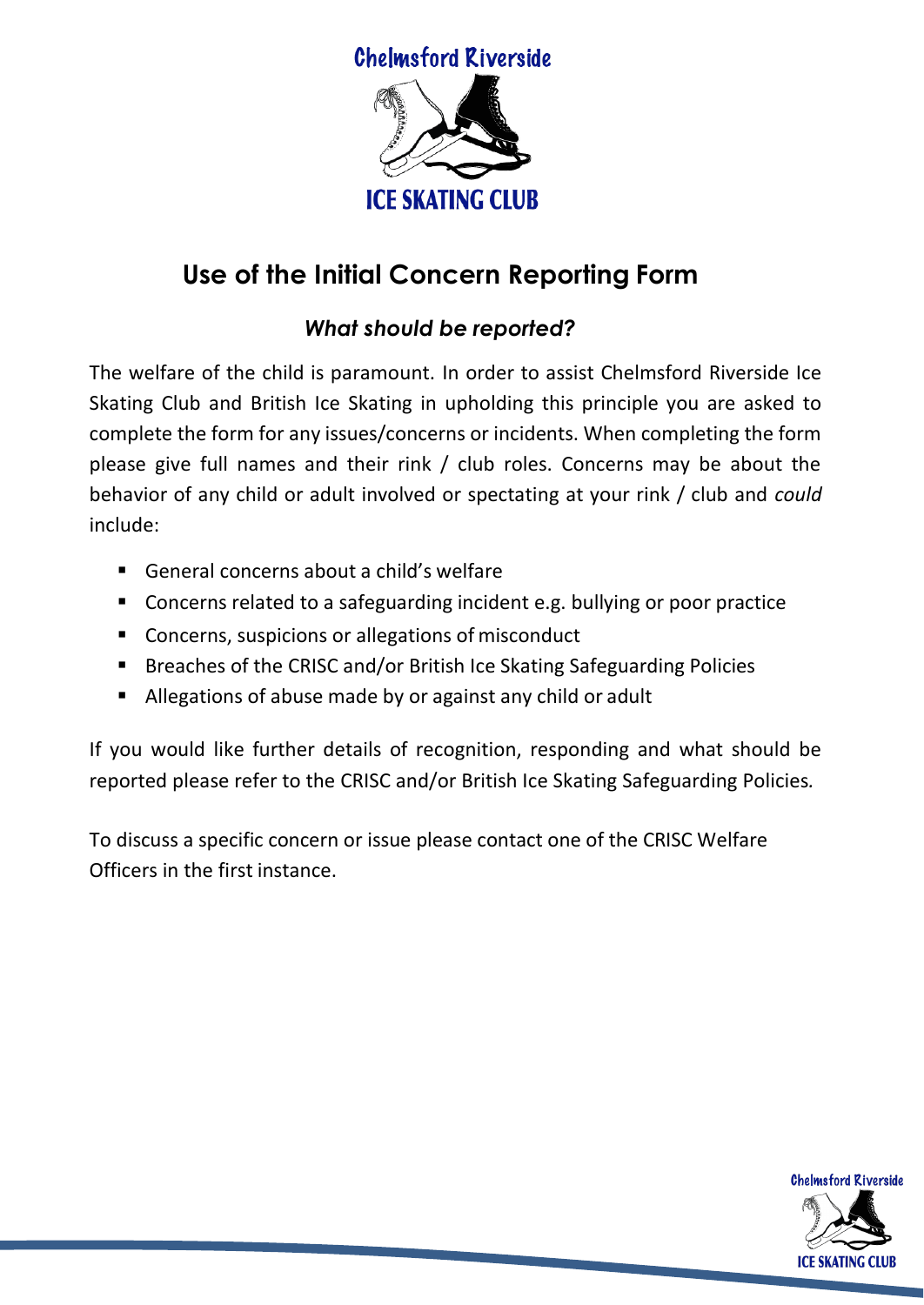# Use of the Initial Concern Reporting Form

### *What should be reported?*

The welfare of the child is paramount. In order to assist Chelmsford Riverside Ice Skating Club and British Ice Skating in upholding this principle you are asked to complete the form for any issues/concerns or incidents. When completing the form please give full names and their rink / club roles. Concerns may be about the behavior of any child or adult involved or spectating at your rink / club and *could* include:

- General concerns about a child's welfare
- Concerns related to a safeguarding incident e.g. bullying or poor practice
- Concerns, suspicions or allegations of misconduct
- Breaches of the CRISC and/or British Ice Skating Safeguarding Policies
- Allegations of abuse made by or against any child or adult

If you would like further details of recognition, responding and what should be reported please refer to the CRISC and/or British Ice Skating Safeguarding Policies.

To discuss a specific concern or issue please contact one of the CRISC Welfare Officers in the first instance.